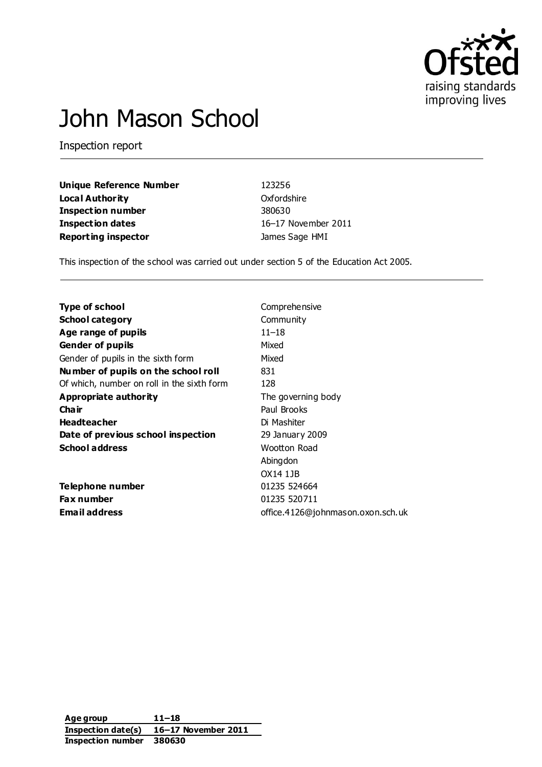# John Mason School

Inspection report

| | |
|---|---|
| **Unique Reference Number** | 123256 |
| **Local Authority** | Oxfordshire |
| **Inspection number** | 380630 |
| **Inspection dates** | 16–17 November 2011 |
| **Reporting inspector** | James Sage HMI |

This inspection of the school was carried out under section 5 of the Education Act 2005.

| | |
|---|---|
| **Type of school** | Comprehensive |
| **School category** | Community |
| **Age range of pupils** | 11–18 |
| **Gender of pupils** | Mixed |
| Gender of pupils in the sixth form | Mixed |
| **Number of pupils on the school roll** | 831 |
| Of which, number on roll in the sixth form | 128 |
| **Appropriate authority** | The governing body |
| **Chair** | Paul Brooks |
| **Headteacher** | Di Mashiter |
| **Date of previous school inspection** | 29 January 2009 |
| **School address** | Wootton Road<br>Abingdon<br>OX14 1JB |
| **Telephone number** | 01235 524664 |
| **Fax number** | 01235 520711 |
| **Email address** | office.4126@johnmason.oxon.sch.uk |

| | |
|---|---|
| **Age group** | **11–18** |
| **Inspection date(s)** | **16–17 November 2011** |
| **Inspection number** | **380630** |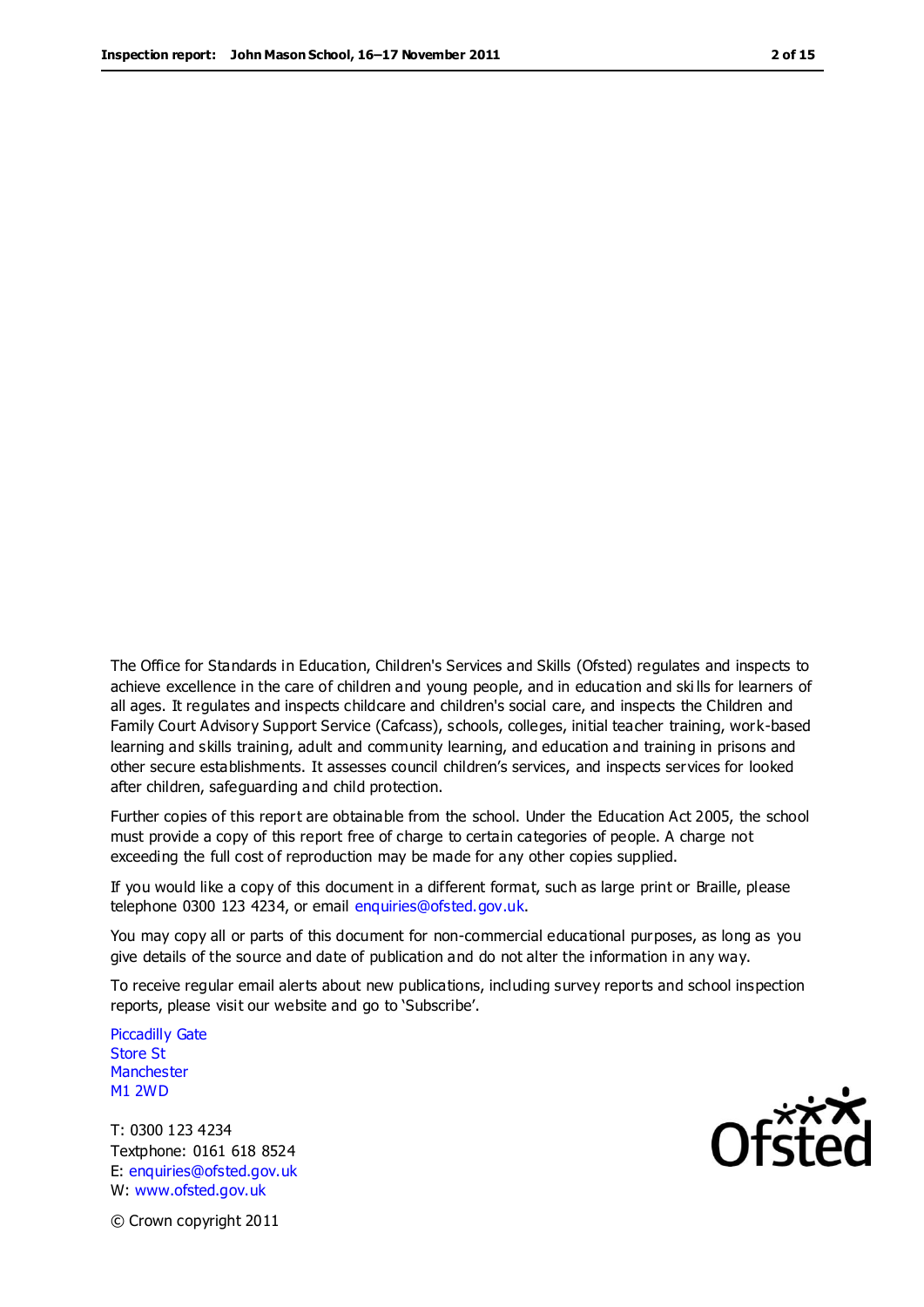The Office for Standards in Education, Children's Services and Skills (Ofsted) regulates and inspects to achieve excellence in the care of children and young people, and in education and skills for learners of all ages. It regulates and inspects childcare and children's social care, and inspects the Children and Family Court Advisory Support Service (Cafcass), schools, colleges, initial teacher training, work-based learning and skills training, adult and community learning, and education and training in prisons and other secure establishments. It assesses council children's services, and inspects services for looked after children, safeguarding and child protection.

Further copies of this report are obtainable from the school. Under the Education Act 2005, the school must provide a copy of this report free of charge to certain categories of people. A charge not exceeding the full cost of reproduction may be made for any other copies supplied.

If you would like a copy of this document in a different format, such as large print or Braille, please telephone 0300 123 4234, or email enquiries@ofsted.gov.uk.

You may copy all or parts of this document for non-commercial educational purposes, as long as you give details of the source and date of publication and do not alter the information in any way.

To receive regular email alerts about new publications, including survey reports and school inspection reports, please visit our website and go to 'Subscribe'.

Piccadilly Gate
Store St
Manchester
M1 2WD

T: 0300 123 4234
Textphone: 0161 618 8524
E: enquiries@ofsted.gov.uk
W: www.ofsted.gov.uk

© Crown copyright 2011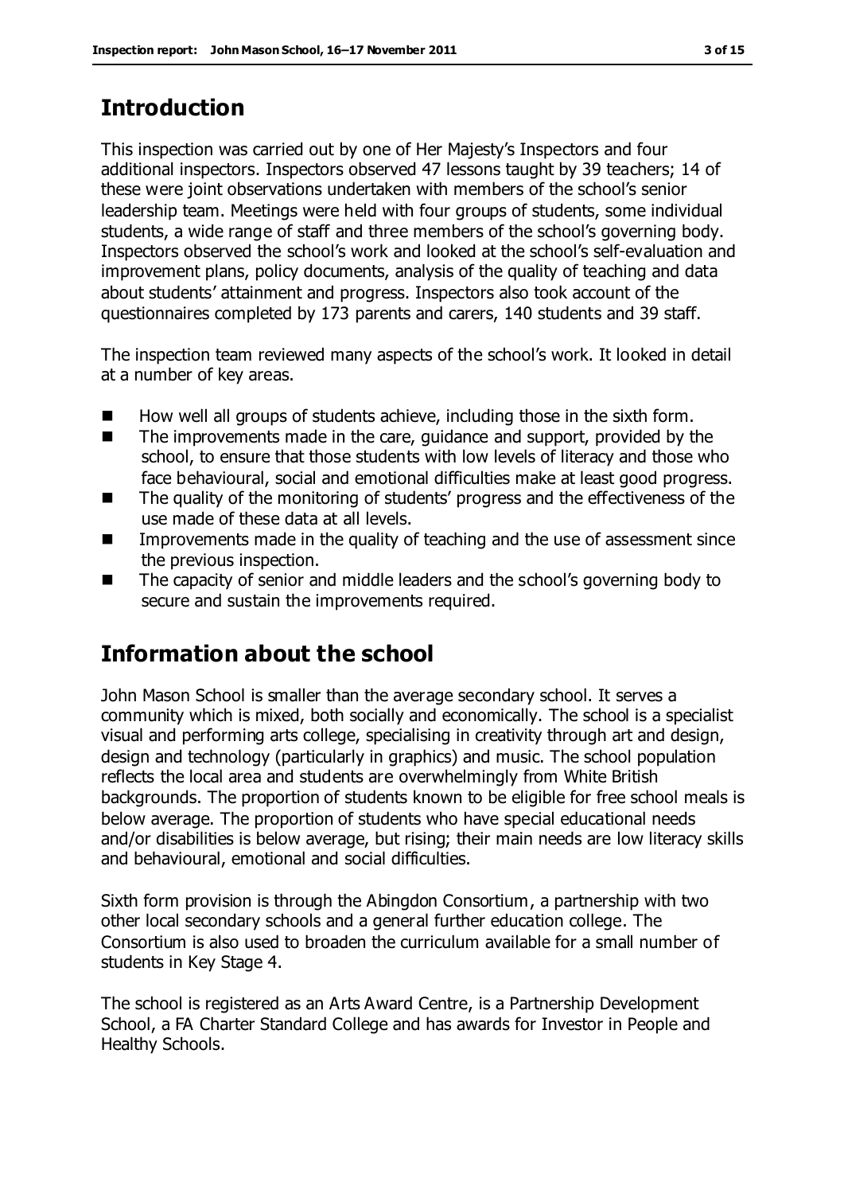## Introduction

This inspection was carried out by one of Her Majesty's Inspectors and four additional inspectors. Inspectors observed 47 lessons taught by 39 teachers; 14 of these were joint observations undertaken with members of the school's senior leadership team. Meetings were held with four groups of students, some individual students, a wide range of staff and three members of the school's governing body. Inspectors observed the school's work and looked at the school's self-evaluation and improvement plans, policy documents, analysis of the quality of teaching and data about students' attainment and progress. Inspectors also took account of the questionnaires completed by 173 parents and carers, 140 students and 39 staff.

The inspection team reviewed many aspects of the school's work. It looked in detail at a number of key areas.

- How well all groups of students achieve, including those in the sixth form.
- The improvements made in the care, guidance and support, provided by the school, to ensure that those students with low levels of literacy and those who face behavioural, social and emotional difficulties make at least good progress.
- The quality of the monitoring of students' progress and the effectiveness of the use made of these data at all levels.
- Improvements made in the quality of teaching and the use of assessment since the previous inspection.
- The capacity of senior and middle leaders and the school's governing body to secure and sustain the improvements required.

## Information about the school

John Mason School is smaller than the average secondary school. It serves a community which is mixed, both socially and economically. The school is a specialist visual and performing arts college, specialising in creativity through art and design, design and technology (particularly in graphics) and music. The school population reflects the local area and students are overwhelmingly from White British backgrounds. The proportion of students known to be eligible for free school meals is below average. The proportion of students who have special educational needs and/or disabilities is below average, but rising; their main needs are low literacy skills and behavioural, emotional and social difficulties.

Sixth form provision is through the Abingdon Consortium, a partnership with two other local secondary schools and a general further education college. The Consortium is also used to broaden the curriculum available for a small number of students in Key Stage 4.

The school is registered as an Arts Award Centre, is a Partnership Development School, a FA Charter Standard College and has awards for Investor in People and Healthy Schools.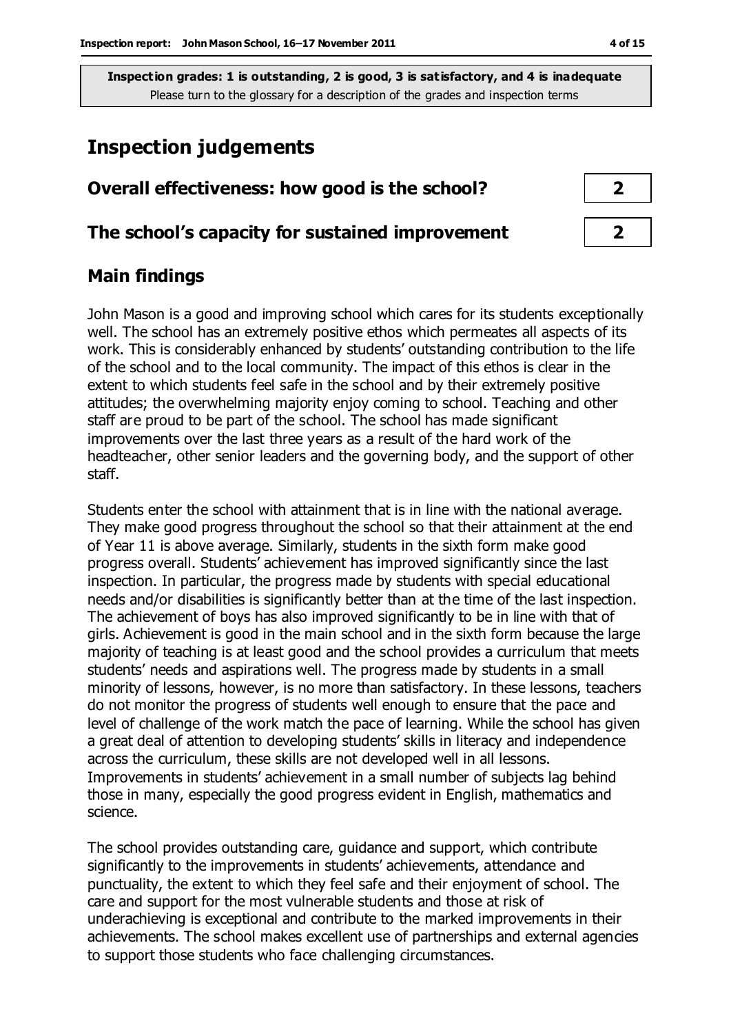**Inspection grades: 1 is outstanding, 2 is good, 3 is satisfactory, and 4 is inadequate**
Please turn to the glossary for a description of the grades and inspection terms

# Inspection judgements

| | |
|---|---|
| **Overall effectiveness: how good is the school?** | **2** |
| **The school's capacity for sustained improvement** | **2** |

## Main findings

John Mason is a good and improving school which cares for its students exceptionally well. The school has an extremely positive ethos which permeates all aspects of its work. This is considerably enhanced by students' outstanding contribution to the life of the school and to the local community. The impact of this ethos is clear in the extent to which students feel safe in the school and by their extremely positive attitudes; the overwhelming majority enjoy coming to school. Teaching and other staff are proud to be part of the school. The school has made significant improvements over the last three years as a result of the hard work of the headteacher, other senior leaders and the governing body, and the support of other staff.

Students enter the school with attainment that is in line with the national average. They make good progress throughout the school so that their attainment at the end of Year 11 is above average. Similarly, students in the sixth form make good progress overall. Students' achievement has improved significantly since the last inspection. In particular, the progress made by students with special educational needs and/or disabilities is significantly better than at the time of the last inspection. The achievement of boys has also improved significantly to be in line with that of girls. Achievement is good in the main school and in the sixth form because the large majority of teaching is at least good and the school provides a curriculum that meets students' needs and aspirations well. The progress made by students in a small minority of lessons, however, is no more than satisfactory. In these lessons, teachers do not monitor the progress of students well enough to ensure that the pace and level of challenge of the work match the pace of learning. While the school has given a great deal of attention to developing students' skills in literacy and independence across the curriculum, these skills are not developed well in all lessons. Improvements in students' achievement in a small number of subjects lag behind those in many, especially the good progress evident in English, mathematics and science.

The school provides outstanding care, guidance and support, which contribute significantly to the improvements in students' achievements, attendance and punctuality, the extent to which they feel safe and their enjoyment of school. The care and support for the most vulnerable students and those at risk of underachieving is exceptional and contribute to the marked improvements in their achievements. The school makes excellent use of partnerships and external agencies to support those students who face challenging circumstances.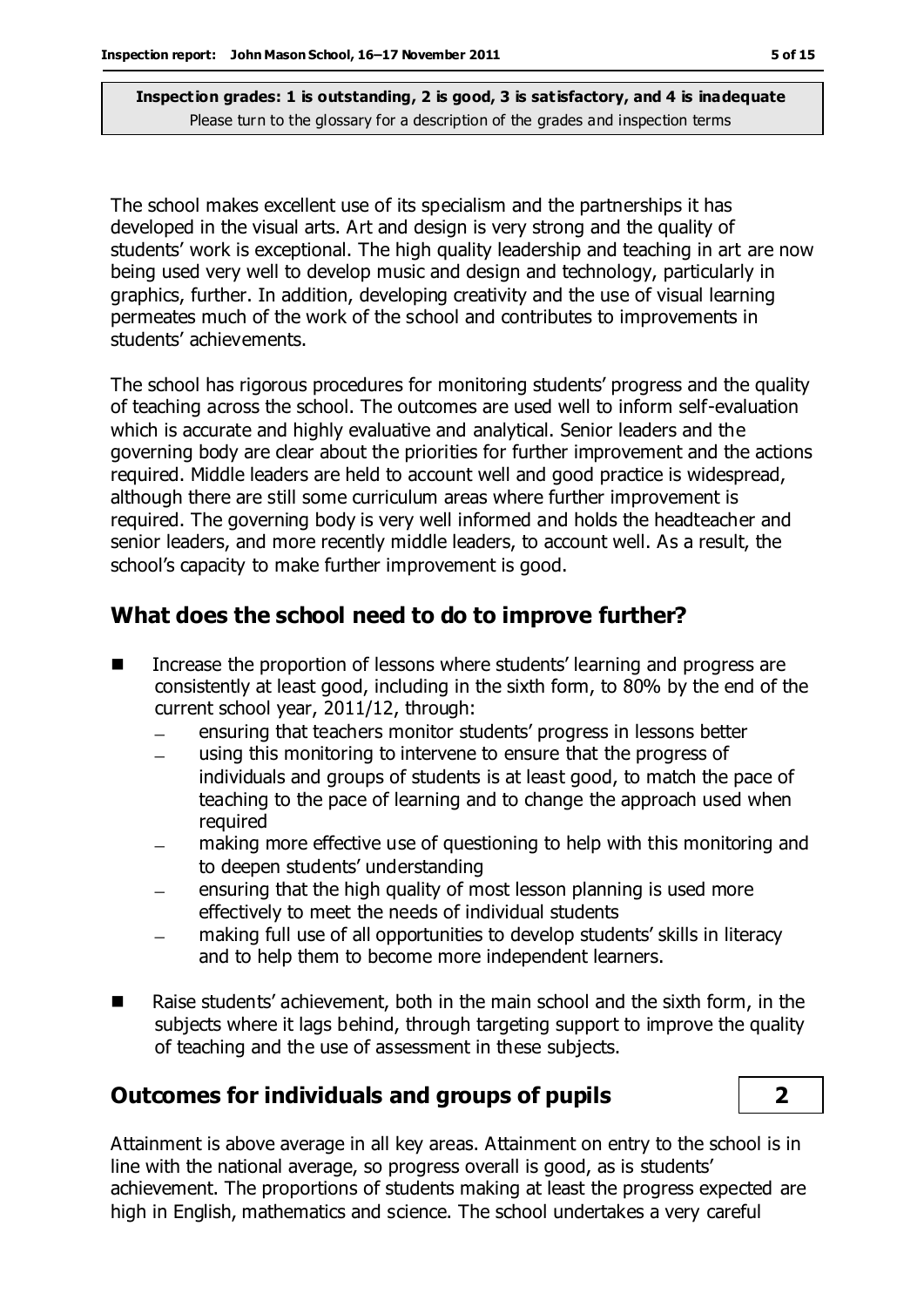**Inspection grades: 1 is outstanding, 2 is good, 3 is satisfactory, and 4 is inadequate**
Please turn to the glossary for a description of the grades and inspection terms

The school makes excellent use of its specialism and the partnerships it has developed in the visual arts. Art and design is very strong and the quality of students' work is exceptional. The high quality leadership and teaching in art are now being used very well to develop music and design and technology, particularly in graphics, further. In addition, developing creativity and the use of visual learning permeates much of the work of the school and contributes to improvements in students' achievements.

The school has rigorous procedures for monitoring students' progress and the quality of teaching across the school. The outcomes are used well to inform self-evaluation which is accurate and highly evaluative and analytical. Senior leaders and the governing body are clear about the priorities for further improvement and the actions required. Middle leaders are held to account well and good practice is widespread, although there are still some curriculum areas where further improvement is required. The governing body is very well informed and holds the headteacher and senior leaders, and more recently middle leaders, to account well. As a result, the school's capacity to make further improvement is good.

## What does the school need to do to improve further?

- Increase the proportion of lessons where students' learning and progress are consistently at least good, including in the sixth form, to 80% by the end of the current school year, 2011/12, through:
  - ensuring that teachers monitor students' progress in lessons better
  - using this monitoring to intervene to ensure that the progress of individuals and groups of students is at least good, to match the pace of teaching to the pace of learning and to change the approach used when required
  - making more effective use of questioning to help with this monitoring and to deepen students' understanding
  - ensuring that the high quality of most lesson planning is used more effectively to meet the needs of individual students
  - making full use of all opportunities to develop students' skills in literacy and to help them to become more independent learners.
- Raise students' achievement, both in the main school and the sixth form, in the subjects where it lags behind, through targeting support to improve the quality of teaching and the use of assessment in these subjects.

## Outcomes for individuals and groups of pupils — 2

Attainment is above average in all key areas. Attainment on entry to the school is in line with the national average, so progress overall is good, as is students' achievement. The proportions of students making at least the progress expected are high in English, mathematics and science. The school undertakes a very careful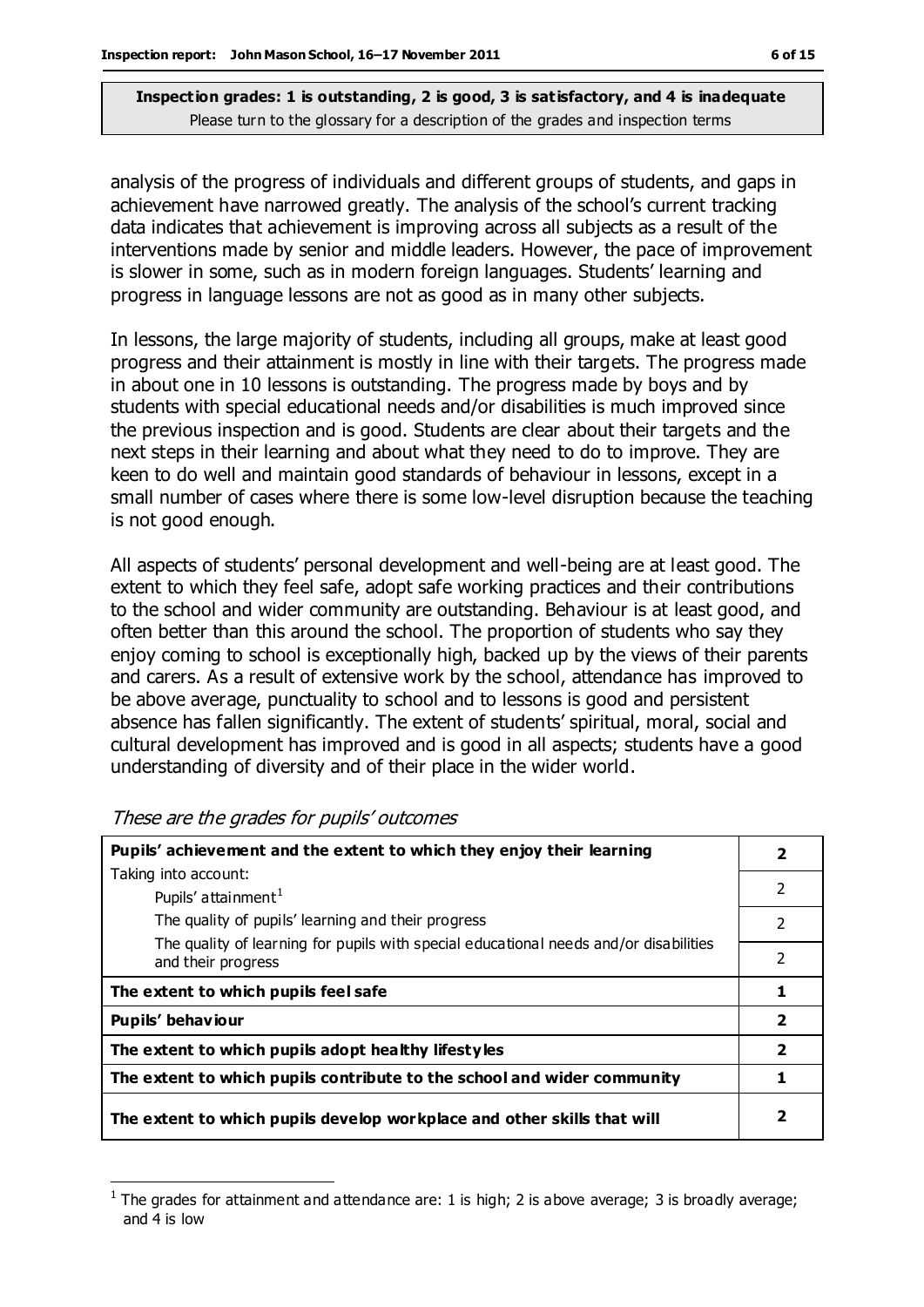**Inspection grades: 1 is outstanding, 2 is good, 3 is satisfactory, and 4 is inadequate**
Please turn to the glossary for a description of the grades and inspection terms

analysis of the progress of individuals and different groups of students, and gaps in achievement have narrowed greatly. The analysis of the school's current tracking data indicates that achievement is improving across all subjects as a result of the interventions made by senior and middle leaders. However, the pace of improvement is slower in some, such as in modern foreign languages. Students' learning and progress in language lessons are not as good as in many other subjects.

In lessons, the large majority of students, including all groups, make at least good progress and their attainment is mostly in line with their targets. The progress made in about one in 10 lessons is outstanding. The progress made by boys and by students with special educational needs and/or disabilities is much improved since the previous inspection and is good. Students are clear about their targets and the next steps in their learning and about what they need to do to improve. They are keen to do well and maintain good standards of behaviour in lessons, except in a small number of cases where there is some low-level disruption because the teaching is not good enough.

All aspects of students' personal development and well-being are at least good. The extent to which they feel safe, adopt safe working practices and their contributions to the school and wider community are outstanding. Behaviour is at least good, and often better than this around the school. The proportion of students who say they enjoy coming to school is exceptionally high, backed up by the views of their parents and carers. As a result of extensive work by the school, attendance has improved to be above average, punctuality to school and to lessons is good and persistent absence has fallen significantly. The extent of students' spiritual, moral, social and cultural development has improved and is good in all aspects; students have a good understanding of diversity and of their place in the wider world.

*These are the grades for pupils' outcomes*

| | |
|---|---|
| **Pupils' achievement and the extent to which they enjoy their learning** | **2** |
| Taking into account:<br>Pupils' attainment[1] | 2 |
| The quality of pupils' learning and their progress | 2 |
| The quality of learning for pupils with special educational needs and/or disabilities and their progress | 2 |
| **The extent to which pupils feel safe** | **1** |
| **Pupils' behaviour** | **2** |
| **The extent to which pupils adopt healthy lifestyles** | **2** |
| **The extent to which pupils contribute to the school and wider community** | **1** |
| **The extent to which pupils develop workplace and other skills that will** | **2** |

[1] The grades for attainment and attendance are: 1 is high; 2 is above average; 3 is broadly average; and 4 is low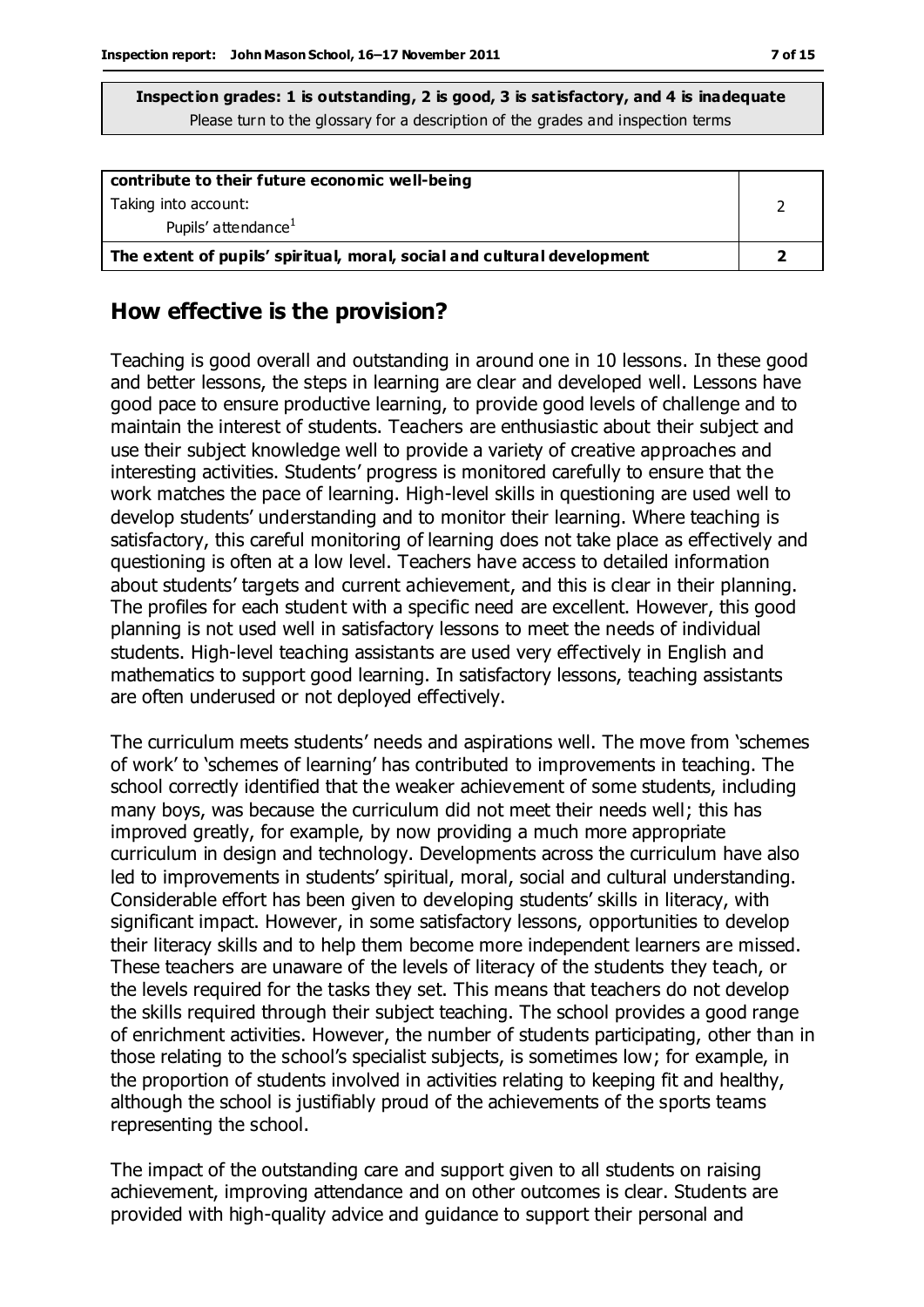**Inspection grades: 1 is outstanding, 2 is good, 3 is satisfactory, and 4 is inadequate**
Please turn to the glossary for a description of the grades and inspection terms

| | |
|---|---|
| **contribute to their future economic well-being**<br>Taking into account:<br>Pupils' attendance[1] | 2 |
| **The extent of pupils' spiritual, moral, social and cultural development** | **2** |

## How effective is the provision?

Teaching is good overall and outstanding in around one in 10 lessons. In these good and better lessons, the steps in learning are clear and developed well. Lessons have good pace to ensure productive learning, to provide good levels of challenge and to maintain the interest of students. Teachers are enthusiastic about their subject and use their subject knowledge well to provide a variety of creative approaches and interesting activities. Students' progress is monitored carefully to ensure that the work matches the pace of learning. High-level skills in questioning are used well to develop students' understanding and to monitor their learning. Where teaching is satisfactory, this careful monitoring of learning does not take place as effectively and questioning is often at a low level. Teachers have access to detailed information about students' targets and current achievement, and this is clear in their planning. The profiles for each student with a specific need are excellent. However, this good planning is not used well in satisfactory lessons to meet the needs of individual students. High-level teaching assistants are used very effectively in English and mathematics to support good learning. In satisfactory lessons, teaching assistants are often underused or not deployed effectively.

The curriculum meets students' needs and aspirations well. The move from 'schemes of work' to 'schemes of learning' has contributed to improvements in teaching. The school correctly identified that the weaker achievement of some students, including many boys, was because the curriculum did not meet their needs well; this has improved greatly, for example, by now providing a much more appropriate curriculum in design and technology. Developments across the curriculum have also led to improvements in students' spiritual, moral, social and cultural understanding. Considerable effort has been given to developing students' skills in literacy, with significant impact. However, in some satisfactory lessons, opportunities to develop their literacy skills and to help them become more independent learners are missed. These teachers are unaware of the levels of literacy of the students they teach, or the levels required for the tasks they set. This means that teachers do not develop the skills required through their subject teaching. The school provides a good range of enrichment activities. However, the number of students participating, other than in those relating to the school's specialist subjects, is sometimes low; for example, in the proportion of students involved in activities relating to keeping fit and healthy, although the school is justifiably proud of the achievements of the sports teams representing the school.

The impact of the outstanding care and support given to all students on raising achievement, improving attendance and on other outcomes is clear. Students are provided with high-quality advice and guidance to support their personal and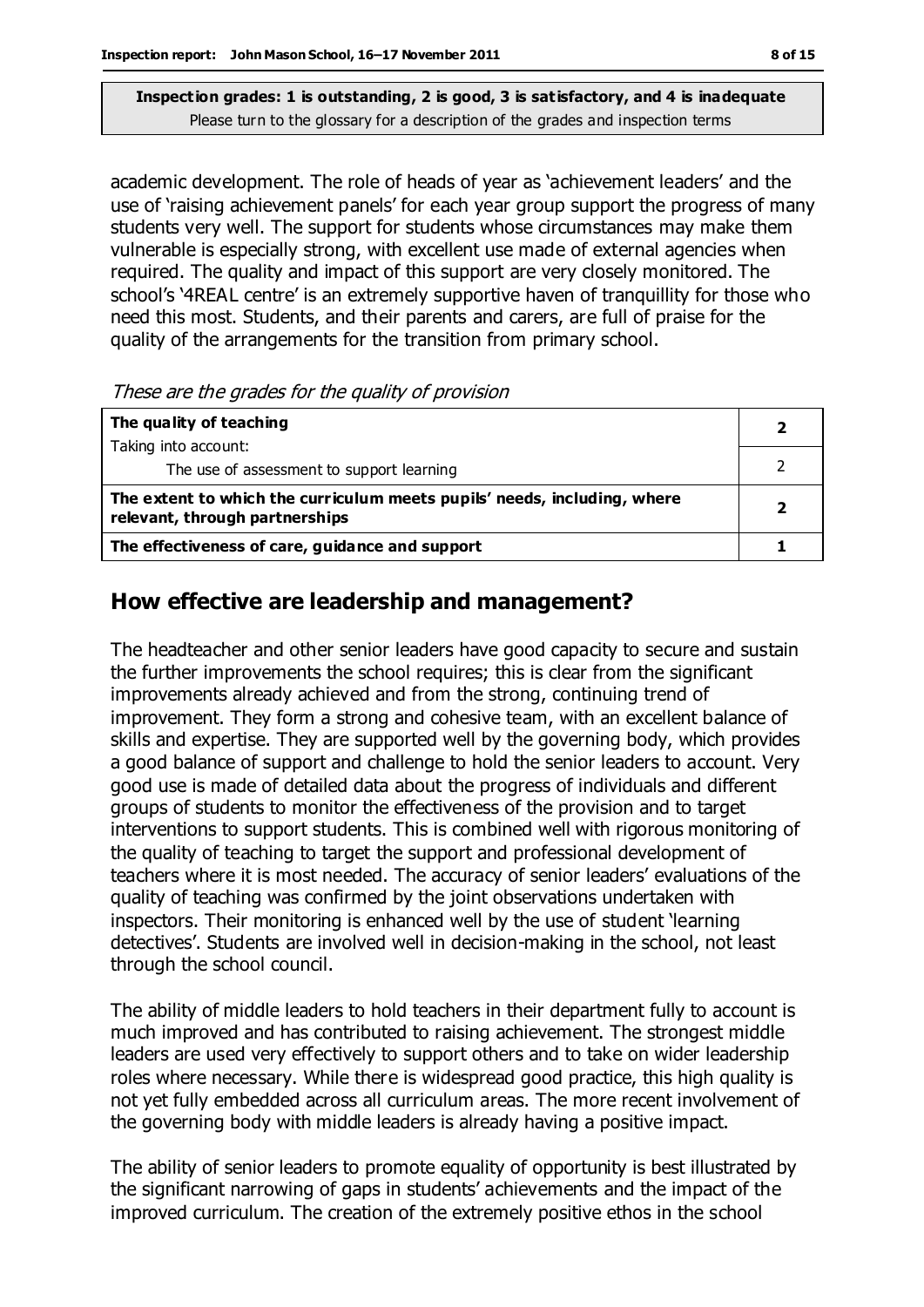**Inspection grades: 1 is outstanding, 2 is good, 3 is satisfactory, and 4 is inadequate**
Please turn to the glossary for a description of the grades and inspection terms

academic development. The role of heads of year as 'achievement leaders' and the use of 'raising achievement panels' for each year group support the progress of many students very well. The support for students whose circumstances may make them vulnerable is especially strong, with excellent use made of external agencies when required. The quality and impact of this support are very closely monitored. The school's '4REAL centre' is an extremely supportive haven of tranquillity for those who need this most. Students, and their parents and carers, are full of praise for the quality of the arrangements for the transition from primary school.

*These are the grades for the quality of provision*

| | |
|---|---|
| **The quality of teaching**<br>Taking into account: | **2** |
| The use of assessment to support learning | 2 |
| **The extent to which the curriculum meets pupils' needs, including, where relevant, through partnerships** | **2** |
| **The effectiveness of care, guidance and support** | **1** |

## How effective are leadership and management?

The headteacher and other senior leaders have good capacity to secure and sustain the further improvements the school requires; this is clear from the significant improvements already achieved and from the strong, continuing trend of improvement. They form a strong and cohesive team, with an excellent balance of skills and expertise. They are supported well by the governing body, which provides a good balance of support and challenge to hold the senior leaders to account. Very good use is made of detailed data about the progress of individuals and different groups of students to monitor the effectiveness of the provision and to target interventions to support students. This is combined well with rigorous monitoring of the quality of teaching to target the support and professional development of teachers where it is most needed. The accuracy of senior leaders' evaluations of the quality of teaching was confirmed by the joint observations undertaken with inspectors. Their monitoring is enhanced well by the use of student 'learning detectives'. Students are involved well in decision-making in the school, not least through the school council.

The ability of middle leaders to hold teachers in their department fully to account is much improved and has contributed to raising achievement. The strongest middle leaders are used very effectively to support others and to take on wider leadership roles where necessary. While there is widespread good practice, this high quality is not yet fully embedded across all curriculum areas. The more recent involvement of the governing body with middle leaders is already having a positive impact.

The ability of senior leaders to promote equality of opportunity is best illustrated by the significant narrowing of gaps in students' achievements and the impact of the improved curriculum. The creation of the extremely positive ethos in the school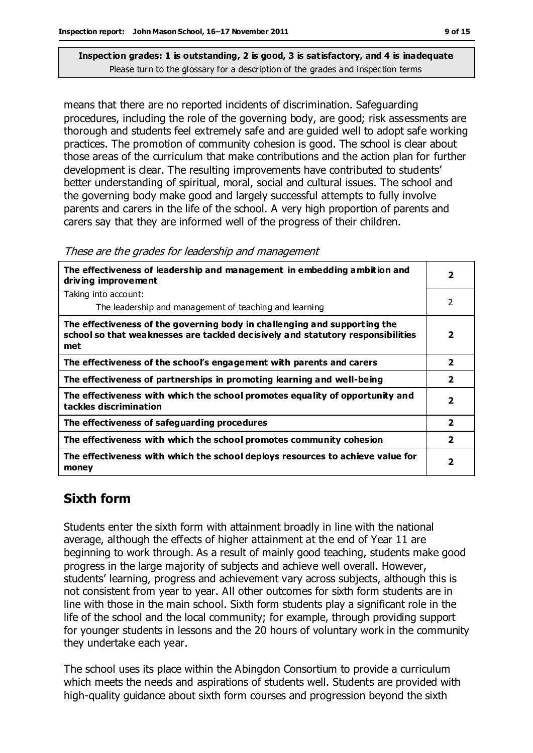**Inspection grades: 1 is outstanding, 2 is good, 3 is satisfactory, and 4 is inadequate**
Please turn to the glossary for a description of the grades and inspection terms

means that there are no reported incidents of discrimination. Safeguarding procedures, including the role of the governing body, are good; risk assessments are thorough and students feel extremely safe and are guided well to adopt safe working practices. The promotion of community cohesion is good. The school is clear about those areas of the curriculum that make contributions and the action plan for further development is clear. The resulting improvements have contributed to students' better understanding of spiritual, moral, social and cultural issues. The school and the governing body make good and largely successful attempts to fully involve parents and carers in the life of the school. A very high proportion of parents and carers say that they are informed well of the progress of their children.

*These are the grades for leadership and management*

| | |
|---|---|
| **The effectiveness of leadership and management in embedding ambition and driving improvement** | **2** |
| Taking into account: The leadership and management of teaching and learning | 2 |
| **The effectiveness of the governing body in challenging and supporting the school so that weaknesses are tackled decisively and statutory responsibilities met** | **2** |
| **The effectiveness of the school's engagement with parents and carers** | **2** |
| **The effectiveness of partnerships in promoting learning and well-being** | **2** |
| **The effectiveness with which the school promotes equality of opportunity and tackles discrimination** | **2** |
| **The effectiveness of safeguarding procedures** | **2** |
| **The effectiveness with which the school promotes community cohesion** | **2** |
| **The effectiveness with which the school deploys resources to achieve value for money** | **2** |

## Sixth form

Students enter the sixth form with attainment broadly in line with the national average, although the effects of higher attainment at the end of Year 11 are beginning to work through. As a result of mainly good teaching, students make good progress in the large majority of subjects and achieve well overall. However, students' learning, progress and achievement vary across subjects, although this is not consistent from year to year. All other outcomes for sixth form students are in line with those in the main school. Sixth form students play a significant role in the life of the school and the local community; for example, through providing support for younger students in lessons and the 20 hours of voluntary work in the community they undertake each year.

The school uses its place within the Abingdon Consortium to provide a curriculum which meets the needs and aspirations of students well. Students are provided with high-quality guidance about sixth form courses and progression beyond the sixth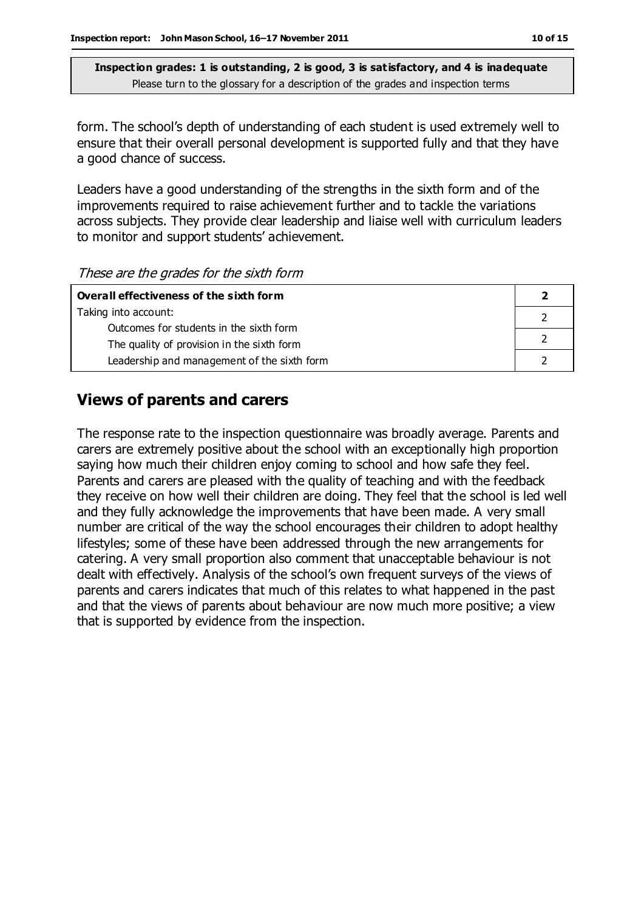**Inspection grades: 1 is outstanding, 2 is good, 3 is satisfactory, and 4 is inadequate**
Please turn to the glossary for a description of the grades and inspection terms

form. The school's depth of understanding of each student is used extremely well to ensure that their overall personal development is supported fully and that they have a good chance of success.

Leaders have a good understanding of the strengths in the sixth form and of the improvements required to raise achievement further and to tackle the variations across subjects. They provide clear leadership and liaise well with curriculum leaders to monitor and support students' achievement.

*These are the grades for the sixth form*

| **Overall effectiveness of the sixth form** | **2** |
|---|---|
| Taking into account: Outcomes for students in the sixth form | 2 |
| The quality of provision in the sixth form | 2 |
| Leadership and management of the sixth form | 2 |

## Views of parents and carers

The response rate to the inspection questionnaire was broadly average. Parents and carers are extremely positive about the school with an exceptionally high proportion saying how much their children enjoy coming to school and how safe they feel. Parents and carers are pleased with the quality of teaching and with the feedback they receive on how well their children are doing. They feel that the school is led well and they fully acknowledge the improvements that have been made. A very small number are critical of the way the school encourages their children to adopt healthy lifestyles; some of these have been addressed through the new arrangements for catering. A very small proportion also comment that unacceptable behaviour is not dealt with effectively. Analysis of the school's own frequent surveys of the views of parents and carers indicates that much of this relates to what happened in the past and that the views of parents about behaviour are now much more positive; a view that is supported by evidence from the inspection.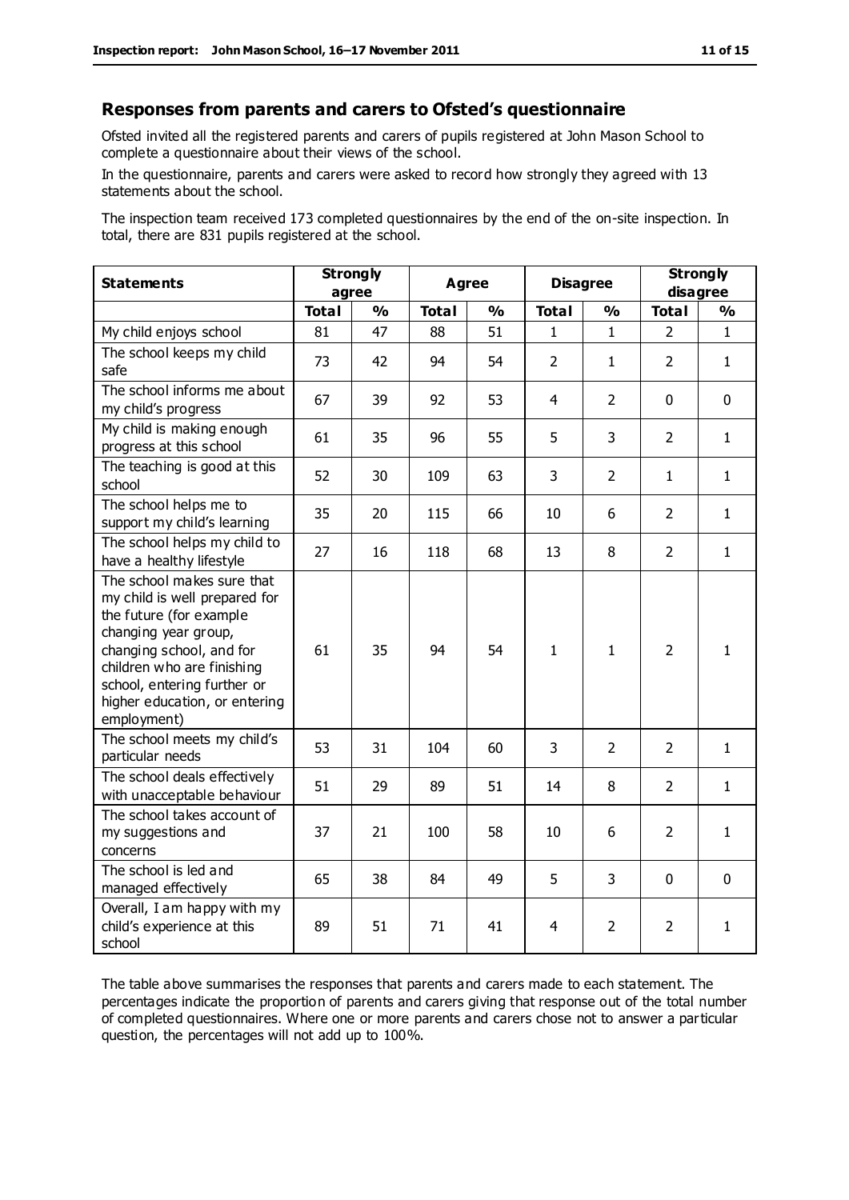## Responses from parents and carers to Ofsted's questionnaire

Ofsted invited all the registered parents and carers of pupils registered at John Mason School to complete a questionnaire about their views of the school.

In the questionnaire, parents and carers were asked to record how strongly they agreed with 13 statements about the school.

The inspection team received 173 completed questionnaires by the end of the on-site inspection. In total, there are 831 pupils registered at the school.

| Statements | Strongly agree | | Agree | | Disagree | | Strongly disagree | |
|---|---|---|---|---|---|---|---|---|
| | **Total** | **%** | **Total** | **%** | **Total** | **%** | **Total** | **%** |
| My child enjoys school | 81 | 47 | 88 | 51 | 1 | 1 | 2 | 1 |
| The school keeps my child safe | 73 | 42 | 94 | 54 | 2 | 1 | 2 | 1 |
| The school informs me about my child's progress | 67 | 39 | 92 | 53 | 4 | 2 | 0 | 0 |
| My child is making enough progress at this school | 61 | 35 | 96 | 55 | 5 | 3 | 2 | 1 |
| The teaching is good at this school | 52 | 30 | 109 | 63 | 3 | 2 | 1 | 1 |
| The school helps me to support my child's learning | 35 | 20 | 115 | 66 | 10 | 6 | 2 | 1 |
| The school helps my child to have a healthy lifestyle | 27 | 16 | 118 | 68 | 13 | 8 | 2 | 1 |
| The school makes sure that my child is well prepared for the future (for example changing year group, changing school, and for children who are finishing school, entering further or higher education, or entering employment) | 61 | 35 | 94 | 54 | 1 | 1 | 2 | 1 |
| The school meets my child's particular needs | 53 | 31 | 104 | 60 | 3 | 2 | 2 | 1 |
| The school deals effectively with unacceptable behaviour | 51 | 29 | 89 | 51 | 14 | 8 | 2 | 1 |
| The school takes account of my suggestions and concerns | 37 | 21 | 100 | 58 | 10 | 6 | 2 | 1 |
| The school is led and managed effectively | 65 | 38 | 84 | 49 | 5 | 3 | 0 | 0 |
| Overall, I am happy with my child's experience at this school | 89 | 51 | 71 | 41 | 4 | 2 | 2 | 1 |

The table above summarises the responses that parents and carers made to each statement. The percentages indicate the proportion of parents and carers giving that response out of the total number of completed questionnaires. Where one or more parents and carers chose not to answer a particular question, the percentages will not add up to 100%.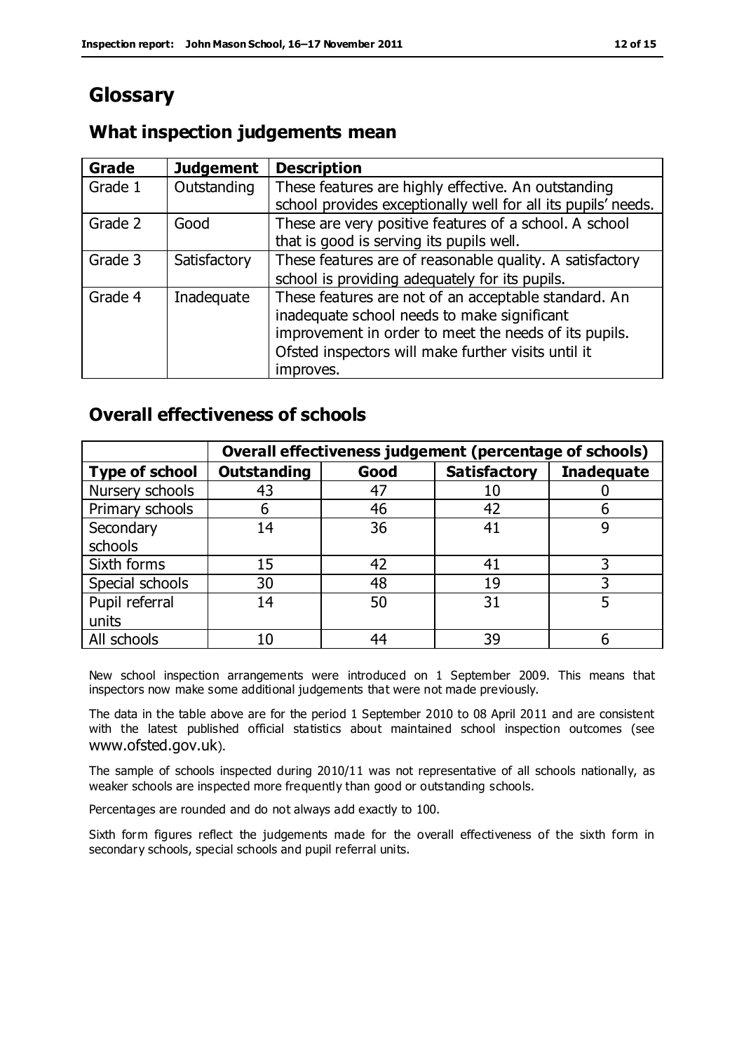# Glossary

## What inspection judgements mean

| Grade | Judgement | Description |
|---|---|---|
| Grade 1 | Outstanding | These features are highly effective. An outstanding school provides exceptionally well for all its pupils' needs. |
| Grade 2 | Good | These are very positive features of a school. A school that is good is serving its pupils well. |
| Grade 3 | Satisfactory | These features are of reasonable quality. A satisfactory school is providing adequately for its pupils. |
| Grade 4 | Inadequate | These features are not of an acceptable standard. An inadequate school needs to make significant improvement in order to meet the needs of its pupils. Ofsted inspectors will make further visits until it improves. |

## Overall effectiveness of schools

| | Overall effectiveness judgement (percentage of schools) | | | |
|---|---|---|---|---|
| **Type of school** | **Outstanding** | **Good** | **Satisfactory** | **Inadequate** |
| Nursery schools | 43 | 47 | 10 | 0 |
| Primary schools | 6 | 46 | 42 | 6 |
| Secondary schools | 14 | 36 | 41 | 9 |
| Sixth forms | 15 | 42 | 41 | 3 |
| Special schools | 30 | 48 | 19 | 3 |
| Pupil referral units | 14 | 50 | 31 | 5 |
| All schools | 10 | 44 | 39 | 6 |

New school inspection arrangements were introduced on 1 September 2009. This means that inspectors now make some additional judgements that were not made previously.

The data in the table above are for the period 1 September 2010 to 08 April 2011 and are consistent with the latest published official statistics about maintained school inspection outcomes (see www.ofsted.gov.uk).

The sample of schools inspected during 2010/11 was not representative of all schools nationally, as weaker schools are inspected more frequently than good or outstanding schools.

Percentages are rounded and do not always add exactly to 100.

Sixth form figures reflect the judgements made for the overall effectiveness of the sixth form in secondary schools, special schools and pupil referral units.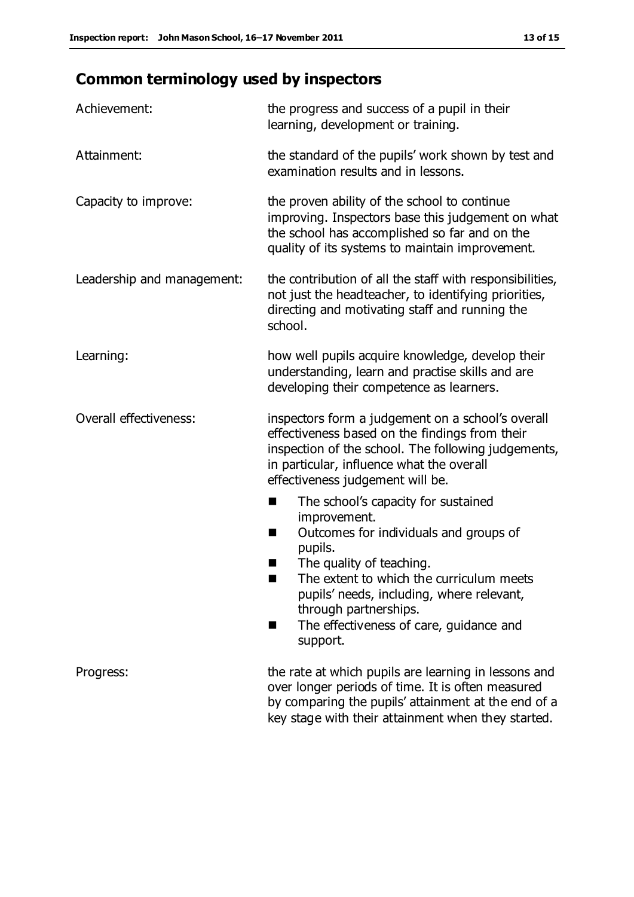## Common terminology used by inspectors

| | |
|---|---|
| Achievement: | the progress and success of a pupil in their learning, development or training. |
| Attainment: | the standard of the pupils' work shown by test and examination results and in lessons. |
| Capacity to improve: | the proven ability of the school to continue improving. Inspectors base this judgement on what the school has accomplished so far and on the quality of its systems to maintain improvement. |
| Leadership and management: | the contribution of all the staff with responsibilities, not just the headteacher, to identifying priorities, directing and motivating staff and running the school. |
| Learning: | how well pupils acquire knowledge, develop their understanding, learn and practise skills and are developing their competence as learners. |
| Overall effectiveness: | inspectors form a judgement on a school's overall effectiveness based on the findings from their inspection of the school. The following judgements, in particular, influence what the overall effectiveness judgement will be. ■ The school's capacity for sustained improvement. ■ Outcomes for individuals and groups of pupils. ■ The quality of teaching. ■ The extent to which the curriculum meets pupils' needs, including, where relevant, through partnerships. ■ The effectiveness of care, guidance and support. |
| Progress: | the rate at which pupils are learning in lessons and over longer periods of time. It is often measured by comparing the pupils' attainment at the end of a key stage with their attainment when they started. |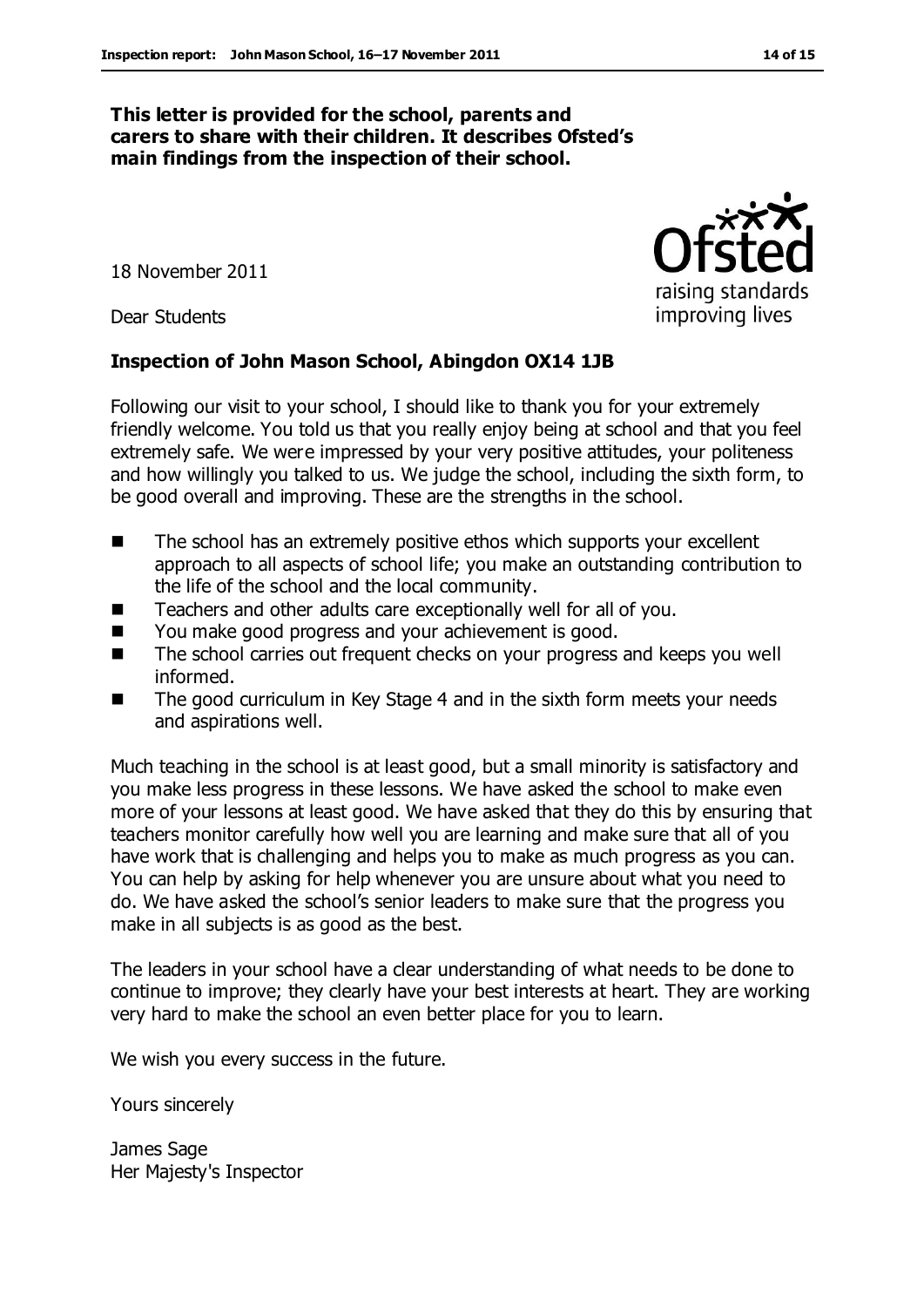**This letter is provided for the school, parents and carers to share with their children. It describes Ofsted's main findings from the inspection of their school.**

18 November 2011

Dear Students

**Inspection of John Mason School, Abingdon OX14 1JB**

Following our visit to your school, I should like to thank you for your extremely friendly welcome. You told us that you really enjoy being at school and that you feel extremely safe. We were impressed by your very positive attitudes, your politeness and how willingly you talked to us. We judge the school, including the sixth form, to be good overall and improving. These are the strengths in the school.

- The school has an extremely positive ethos which supports your excellent approach to all aspects of school life; you make an outstanding contribution to the life of the school and the local community.
- Teachers and other adults care exceptionally well for all of you.
- You make good progress and your achievement is good.
- The school carries out frequent checks on your progress and keeps you well informed.
- The good curriculum in Key Stage 4 and in the sixth form meets your needs and aspirations well.

Much teaching in the school is at least good, but a small minority is satisfactory and you make less progress in these lessons. We have asked the school to make even more of your lessons at least good. We have asked that they do this by ensuring that teachers monitor carefully how well you are learning and make sure that all of you have work that is challenging and helps you to make as much progress as you can. You can help by asking for help whenever you are unsure about what you need to do. We have asked the school's senior leaders to make sure that the progress you make in all subjects is as good as the best.

The leaders in your school have a clear understanding of what needs to be done to continue to improve; they clearly have your best interests at heart. They are working very hard to make the school an even better place for you to learn.

We wish you every success in the future.

Yours sincerely

James Sage
Her Majesty's Inspector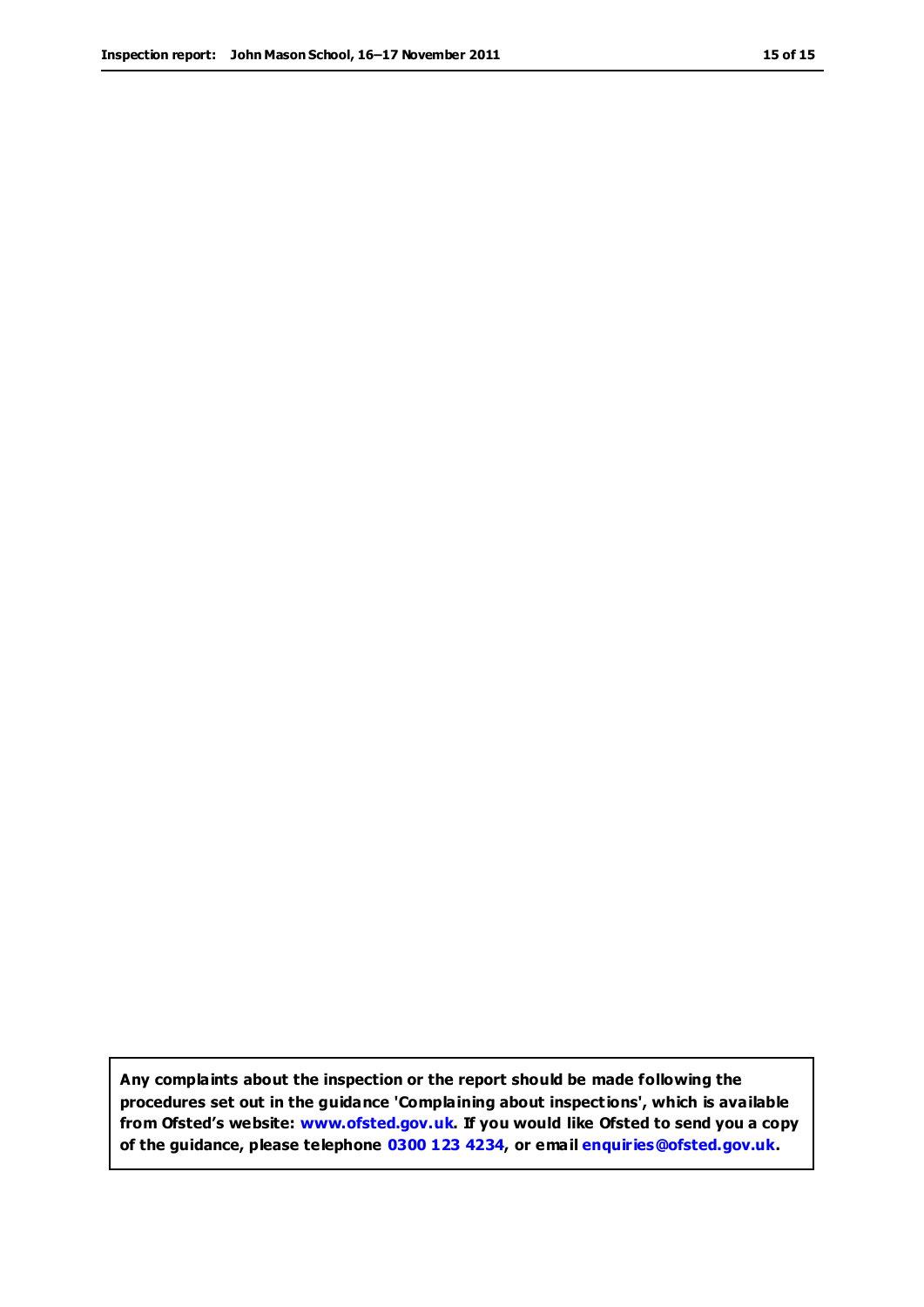**Any complaints about the inspection or the report should be made following the procedures set out in the guidance 'Complaining about inspections', which is available from Ofsted's website: www.ofsted.gov.uk. If you would like Ofsted to send you a copy of the guidance, please telephone 0300 123 4234, or email enquiries@ofsted.gov.uk.**